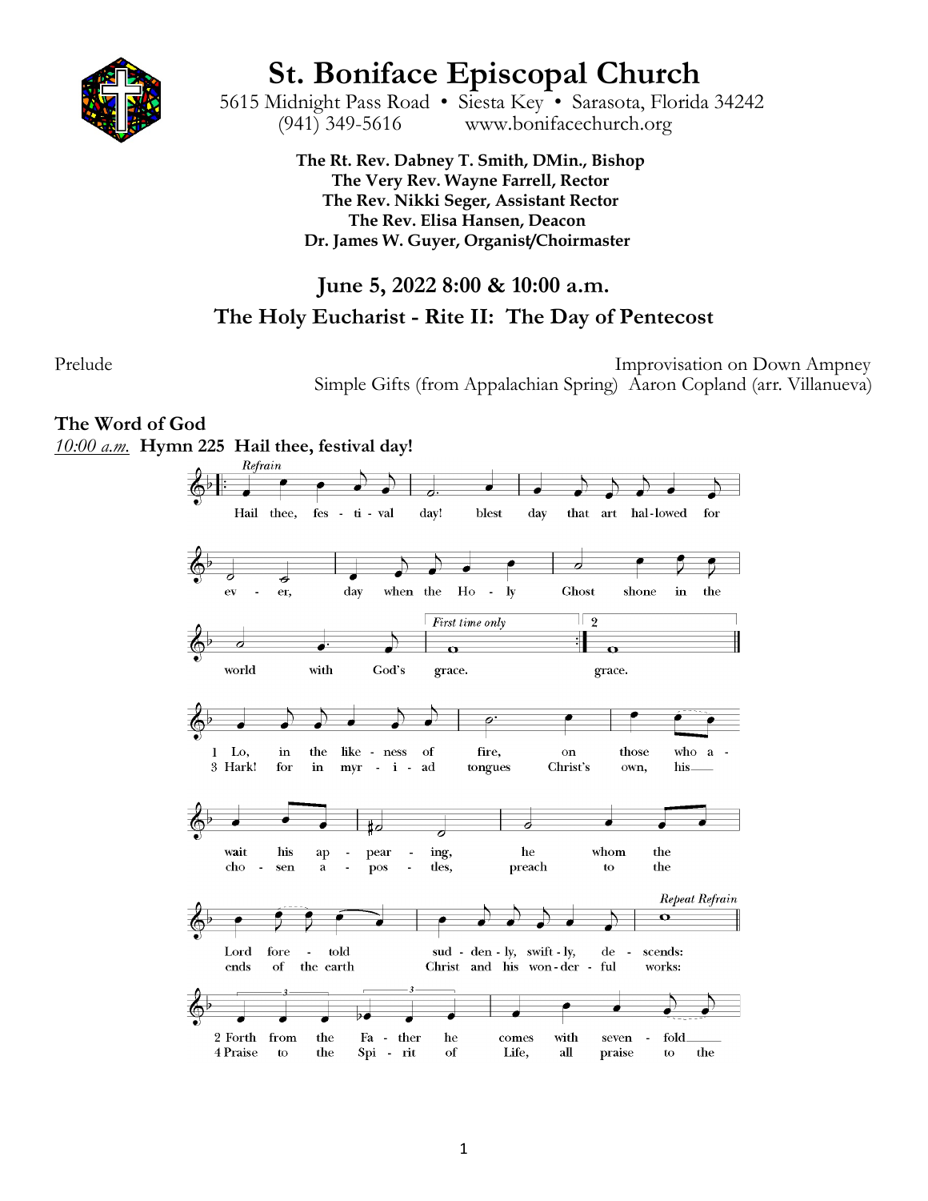# St. Boniface Episcopal Church

5615 Midnight Pass Road • Siesta Key • Sarasota, Florida 34242
(941) 349-5616 www.bonifacechurch.org

**The Rt. Rev. Dabney T. Smith, DMin., Bishop**
**The Very Rev. Wayne Farrell, Rector**
**The Rev. Nikki Seger, Assistant Rector**
**The Rev. Elisa Hansen, Deacon**
**Dr. James W. Guyer, Organist/Choirmaster**

## June 5, 2022 8:00 & 10:00 a.m.

## The Holy Eucharist - Rite II: The Day of Pentecost

Prelude Improvisation on Down Ampney
Simple Gifts (from Appalachian Spring) Aaron Copland (arr. Villanueva)

### The Word of God

*10:00 a.m.* **Hymn 225 Hail thee, festival day!**

*Refrain*

Hail thee, festival day! blest day that art hallowed for ever, day when the Holy Ghost shone in the world with God's grace. (*First time only*) grace. (2) grace.

1 Lo, in the likeness of fire, on those who await his appearing, he whom the Lord foretold suddenly, swiftly, descends: *Repeat Refrain*

3 Hark! for in myriad tongues Christ's own, his chosen apostles, preach to the ends of the earth Christ and his wonderful works:

2 Forth from the Father he comes with sevenfold

4 Praise to the Spirit of Life, all praise to the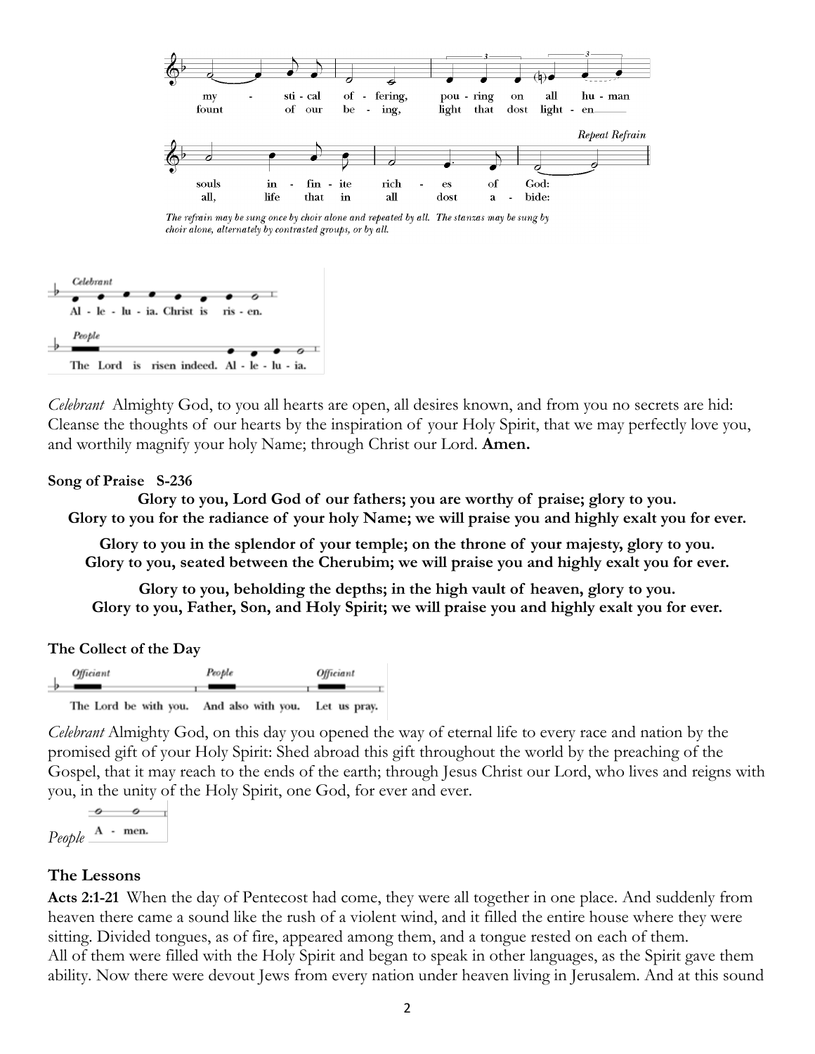my - sti - cal of - fering, pou - ring on all hu - man
fount of our be - ing, light that dost light - en

souls in - fin - ite rich - es of God:
all, life that in all dost a - bide:

*Repeat Refrain*

*The refrain may be sung once by choir alone and repeated by all. The stanzas may be sung by choir alone, alternately by contrasted groups, or by all.*

*Celebrant* Al - le - lu - ia. Christ is ris - en.

*People* The Lord is risen indeed. Al - le - lu - ia.

*Celebrant* Almighty God, to you all hearts are open, all desires known, and from you no secrets are hid: Cleanse the thoughts of our hearts by the inspiration of your Holy Spirit, that we may perfectly love you, and worthily magnify your holy Name; through Christ our Lord. **Amen.**

**Song of Praise S-236**

**Glory to you, Lord God of our fathers; you are worthy of praise; glory to you.**
**Glory to you for the radiance of your holy Name; we will praise you and highly exalt you for ever.**

**Glory to you in the splendor of your temple; on the throne of your majesty, glory to you.**
**Glory to you, seated between the Cherubim; we will praise you and highly exalt you for ever.**

**Glory to you, beholding the depths; in the high vault of heaven, glory to you.**
**Glory to you, Father, Son, and Holy Spirit; we will praise you and highly exalt you for ever.**

**The Collect of the Day**

*Officiant* The Lord be with you. *People* And also with you. *Officiant* Let us pray.

*Celebrant* Almighty God, on this day you opened the way of eternal life to every race and nation by the promised gift of your Holy Spirit: Shed abroad this gift throughout the world by the preaching of the Gospel, that it may reach to the ends of the earth; through Jesus Christ our Lord, who lives and reigns with you, in the unity of the Holy Spirit, one God, for ever and ever.

*People* A - men.

## The Lessons

**Acts 2:1-21** When the day of Pentecost had come, they were all together in one place. And suddenly from heaven there came a sound like the rush of a violent wind, and it filled the entire house where they were sitting. Divided tongues, as of fire, appeared among them, and a tongue rested on each of them. All of them were filled with the Holy Spirit and began to speak in other languages, as the Spirit gave them ability. Now there were devout Jews from every nation under heaven living in Jerusalem. And at this sound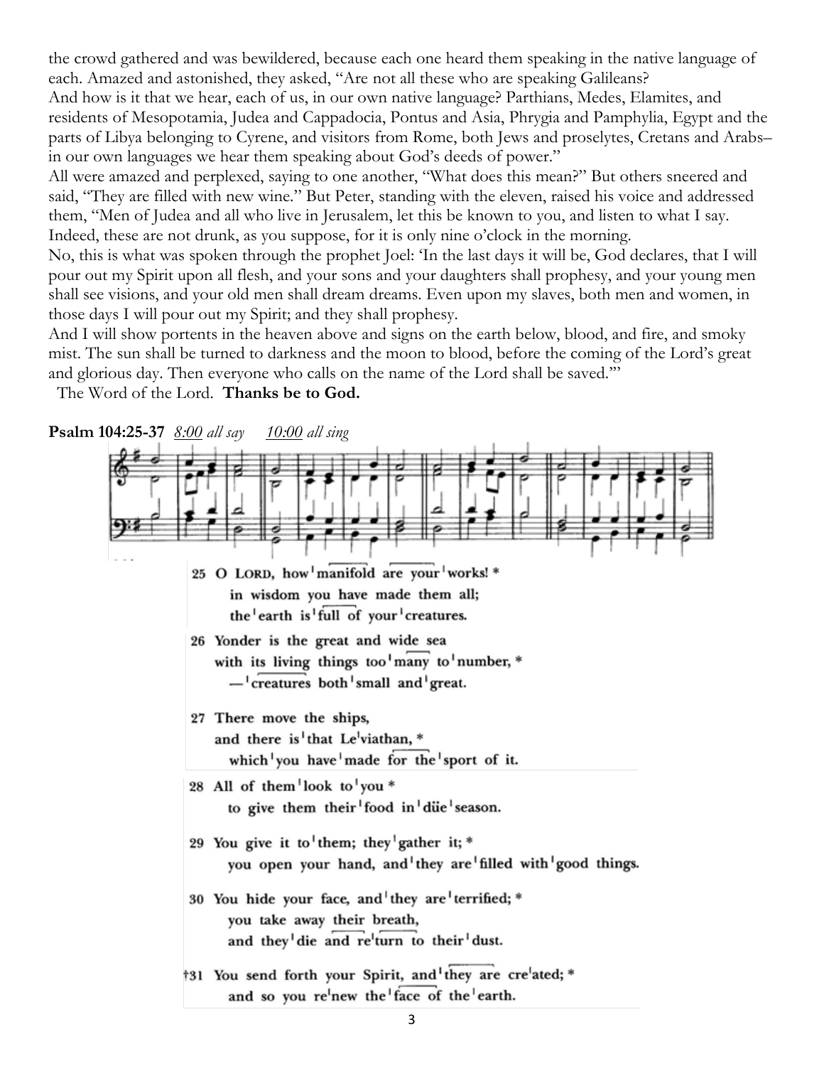the crowd gathered and was bewildered, because each one heard them speaking in the native language of each. Amazed and astonished, they asked, "Are not all these who are speaking Galileans?
And how is it that we hear, each of us, in our own native language? Parthians, Medes, Elamites, and residents of Mesopotamia, Judea and Cappadocia, Pontus and Asia, Phrygia and Pamphylia, Egypt and the parts of Libya belonging to Cyrene, and visitors from Rome, both Jews and proselytes, Cretans and Arabs– in our own languages we hear them speaking about God's deeds of power."
All were amazed and perplexed, saying to one another, "What does this mean?" But others sneered and said, "They are filled with new wine." But Peter, standing with the eleven, raised his voice and addressed them, "Men of Judea and all who live in Jerusalem, let this be known to you, and listen to what I say. Indeed, these are not drunk, as you suppose, for it is only nine o'clock in the morning.
No, this is what was spoken through the prophet Joel: 'In the last days it will be, God declares, that I will pour out my Spirit upon all flesh, and your sons and your daughters shall prophesy, and your young men shall see visions, and your old men shall dream dreams. Even upon my slaves, both men and women, in those days I will pour out my Spirit; and they shall prophesy.
And I will show portents in the heaven above and signs on the earth below, blood, and fire, and smoky mist. The sun shall be turned to darkness and the moon to blood, before the coming of the Lord's great and glorious day. Then everyone who calls on the name of the Lord shall be saved.'"
The Word of the Lord. **Thanks be to God.**

**Psalm 104:25-37** *8:00 all say* *10:00 all sing*

25 O LORD, how manifold are your works! *
in wisdom you have made them all;
the earth is full of your creatures.

26 Yonder is the great and wide sea
with its living things too many to number, *
— creatures both small and great.

27 There move the ships,
and there is that Leviathan, *
which you have made for the sport of it.

28 All of them look to you *
to give them their food in düe season.

29 You give it to them; they gather it; *
you open your hand, and they are filled with good things.

30 You hide your face, and they are terrified; *
you take away their breath,
and they die and return to their dust.

†31 You send forth your Spirit, and they are created; *
and so you renew the face of the earth.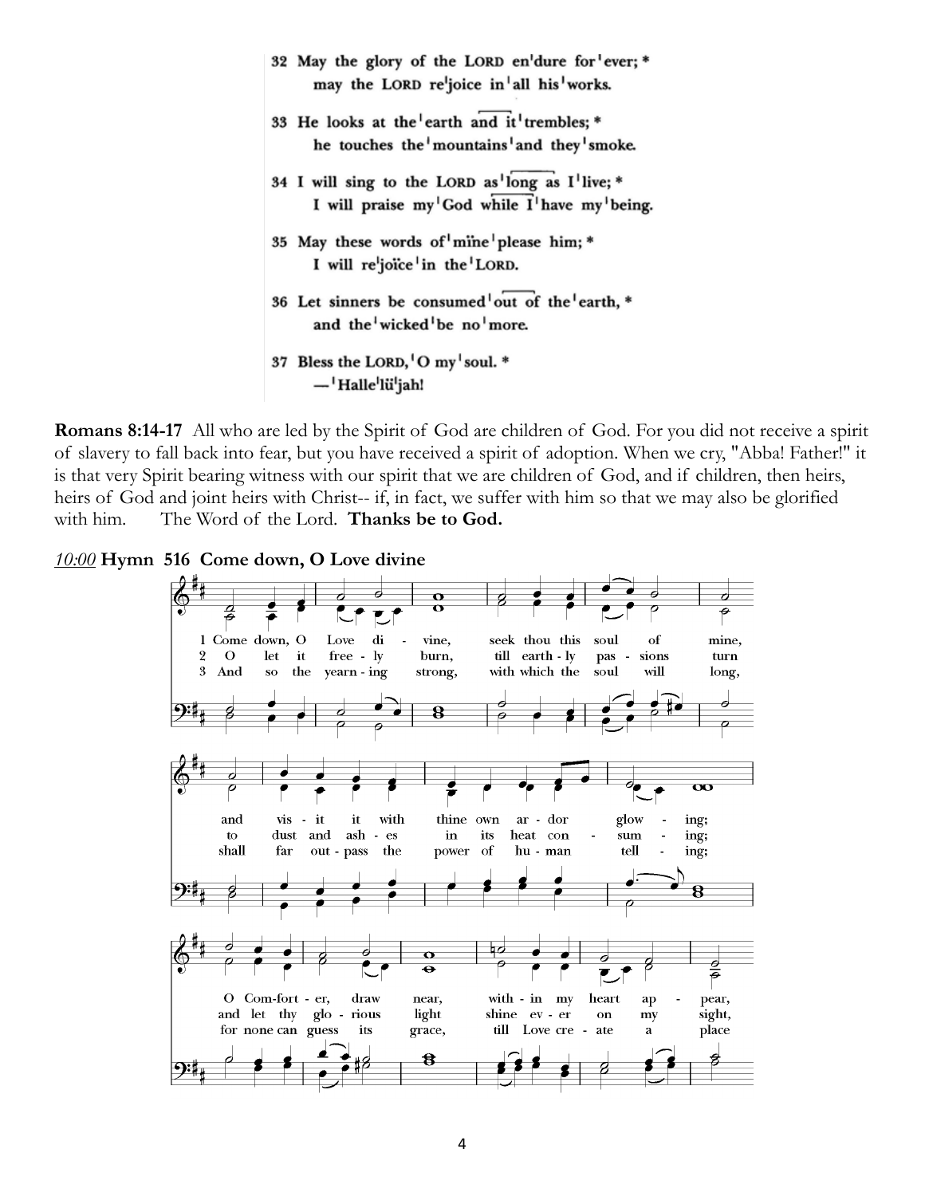32 May the glory of the LORD en'dure for'ever; *
   may the LORD re'joice in'all his'works.

33 He looks at the'earth and it'trembles; *
   he touches the'mountains'and they'smoke.

34 I will sing to the LORD as'long as I'live; *
   I will praise my'God while I'have my'being.

35 May these words of'mine'please him; *
   I will re'joice'in the'LORD.

36 Let sinners be consumed'out of the'earth, *
   and the'wicked'be no'more.

37 Bless the LORD,'O my'soul. *
   —'Halle'lu'jah!

**Romans 8:14-17** All who are led by the Spirit of God are children of God. For you did not receive a spirit of slavery to fall back into fear, but you have received a spirit of adoption. When we cry, "Abba! Father!" it is that very Spirit bearing witness with our spirit that we are children of God, and if children, then heirs, heirs of God and joint heirs with Christ-- if, in fact, we suffer with him so that we may also be glorified with him. The Word of the Lord. **Thanks be to God.**

*10:00* **Hymn 516 Come down, O Love divine**

1 Come down, O Love divine, seek thou this soul of mine, and visit it with thine own ardor glowing; O Comforter, draw near, within my heart appear,

2 O let it freely burn, till earthly passions turn to dust and ashes in its heat consuming; and let thy glorious light shine ever on my sight,

3 And so the yearning strong, with which the soul will long, shall far outpass the power of human telling; for none can guess its grace, till Love create a place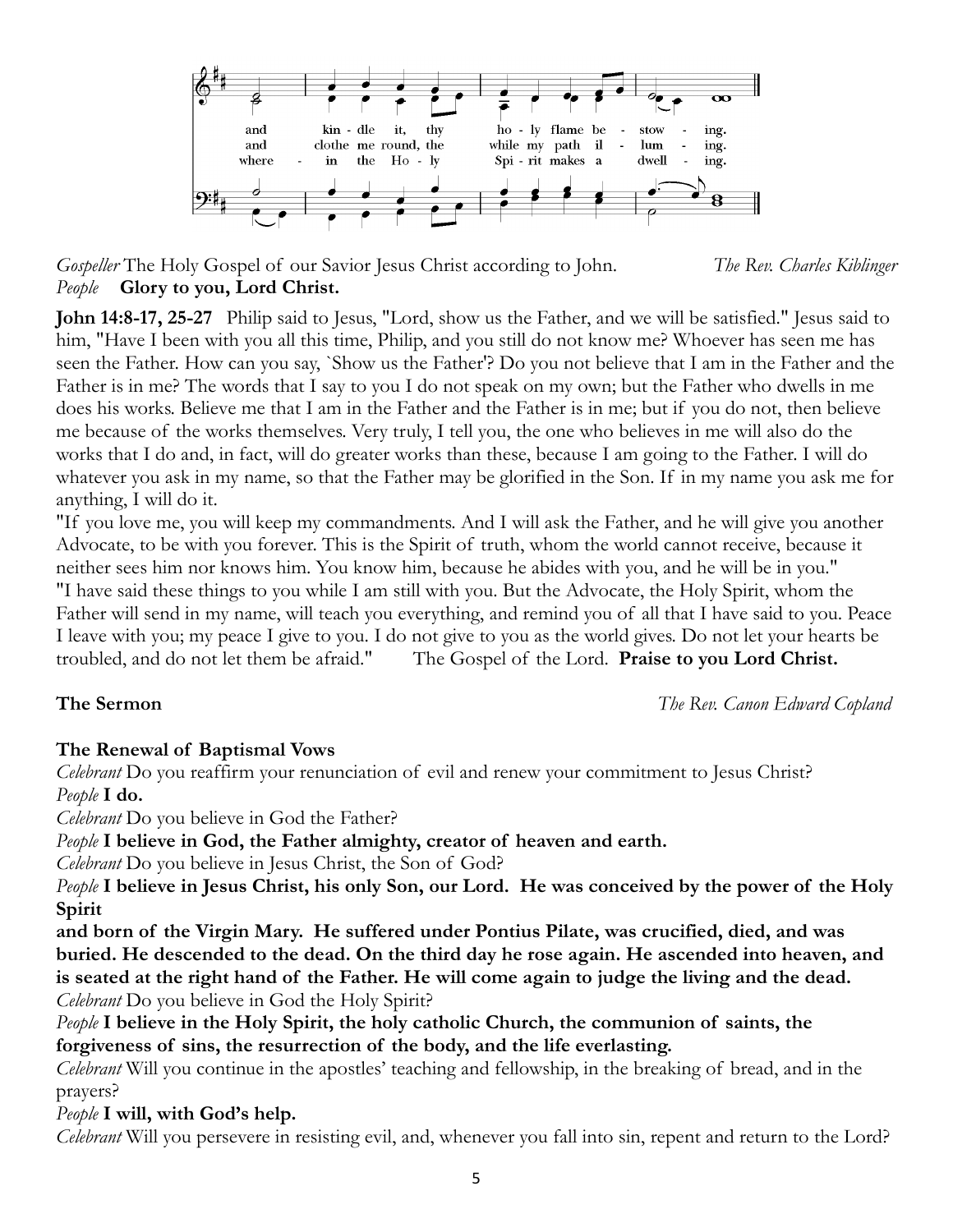and kin - dle it, thy ho - ly flame be - stow - ing.
and clothe me round, the while my path il - lum - ing.
where - in the Ho - ly Spi - rit makes a dwell - ing.

*Gospeller* The Holy Gospel of our Savior Jesus Christ according to John. *The Rev. Charles Kiblinger*
*People* **Glory to you, Lord Christ.**

**John 14:8-17, 25-27** Philip said to Jesus, "Lord, show us the Father, and we will be satisfied." Jesus said to him, "Have I been with you all this time, Philip, and you still do not know me? Whoever has seen me has seen the Father. How can you say, `Show us the Father'? Do you not believe that I am in the Father and the Father is in me? The words that I say to you I do not speak on my own; but the Father who dwells in me does his works. Believe me that I am in the Father and the Father is in me; but if you do not, then believe me because of the works themselves. Very truly, I tell you, the one who believes in me will also do the works that I do and, in fact, will do greater works than these, because I am going to the Father. I will do whatever you ask in my name, so that the Father may be glorified in the Son. If in my name you ask me for anything, I will do it.
"If you love me, you will keep my commandments. And I will ask the Father, and he will give you another Advocate, to be with you forever. This is the Spirit of truth, whom the world cannot receive, because it neither sees him nor knows him. You know him, because he abides with you, and he will be in you."
"I have said these things to you while I am still with you. But the Advocate, the Holy Spirit, whom the Father will send in my name, will teach you everything, and remind you of all that I have said to you. Peace I leave with you; my peace I give to you. I do not give to you as the world gives. Do not let your hearts be troubled, and do not let them be afraid." The Gospel of the Lord. **Praise to you Lord Christ.**

**The Sermon** *The Rev. Canon Edward Copland*

**The Renewal of Baptismal Vows**

*Celebrant* Do you reaffirm your renunciation of evil and renew your commitment to Jesus Christ?
*People* **I do.**
*Celebrant* Do you believe in God the Father?
*People* **I believe in God, the Father almighty, creator of heaven and earth.**
*Celebrant* Do you believe in Jesus Christ, the Son of God?
*People* **I believe in Jesus Christ, his only Son, our Lord. He was conceived by the power of the Holy Spirit
and born of the Virgin Mary. He suffered under Pontius Pilate, was crucified, died, and was buried. He descended to the dead. On the third day he rose again. He ascended into heaven, and is seated at the right hand of the Father. He will come again to judge the living and the dead.**
*Celebrant* Do you believe in God the Holy Spirit?
*People* **I believe in the Holy Spirit, the holy catholic Church, the communion of saints, the forgiveness of sins, the resurrection of the body, and the life everlasting.**
*Celebrant* Will you continue in the apostles' teaching and fellowship, in the breaking of bread, and in the prayers?
*People* **I will, with God's help.**
*Celebrant* Will you persevere in resisting evil, and, whenever you fall into sin, repent and return to the Lord?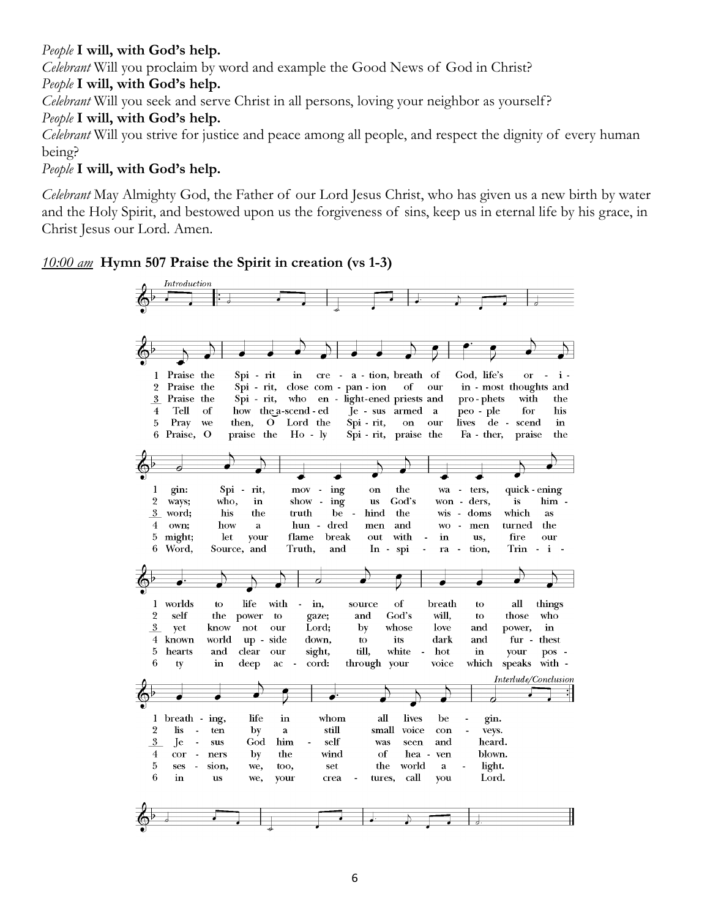*People* **I will, with God's help.**

*Celebrant* Will you proclaim by word and example the Good News of God in Christ?

*People* **I will, with God's help.**

*Celebrant* Will you seek and serve Christ in all persons, loving your neighbor as yourself?

*People* **I will, with God's help.**

*Celebrant* Will you strive for justice and peace among all people, and respect the dignity of every human being?

*People* **I will, with God's help.**

*Celebrant* May Almighty God, the Father of our Lord Jesus Christ, who has given us a new birth by water and the Holy Spirit, and bestowed upon us the forgiveness of sins, keep us in eternal life by his grace, in Christ Jesus our Lord. Amen.

*10:00 am* **Hymn 507 Praise the Spirit in creation (vs 1-3)**

*Introduction*

1 Praise the Spi - rit in cre - a - tion, breath of God, life's or - i - gin: Spi - rit, mov - ing on the wa - ters, quick - ening worlds to life with - in, source of breath to all things breath - ing, life in whom all lives be - gin.

2 Praise the Spi - rit, close com - pan - ion of our in - most thoughts and ways; who, in show - ing us God's won - ders, is him - self the power to gaze; and God's will, to those who lis - ten by a still small voice con - veys.

3 Praise the Spi - rit, who en - light-ened priests and pro - phets with the word; his the truth be - hind the wis - doms which as yet know not our Lord; by whose love and power, in Je - sus God him - self was seen and heard.

4 Tell of how the a-scend - ed Je - sus armed a peo - ple for his own; how a hun - dred men and wo - men turned the known world up - side down, to its dark and fur - thest cor - ners by the wind of hea - ven blown.

5 Pray we then, O Lord the Spi - rit, on our lives de - scend in might; let your flame break out with - in us, fire our hearts and clear our sight, till, white - hot in your pos - ses - sion, we, too, set the world a - light.

6 Praise, O praise the Ho - ly Spi - rit, praise the Fa - ther, praise the Word, Source, and Truth, and In - spi - ra - tion, Trin - i - ty in deep ac - cord: through your voice which speaks with - in us we, your crea - tures, call you Lord.

*Interlude/Conclusion*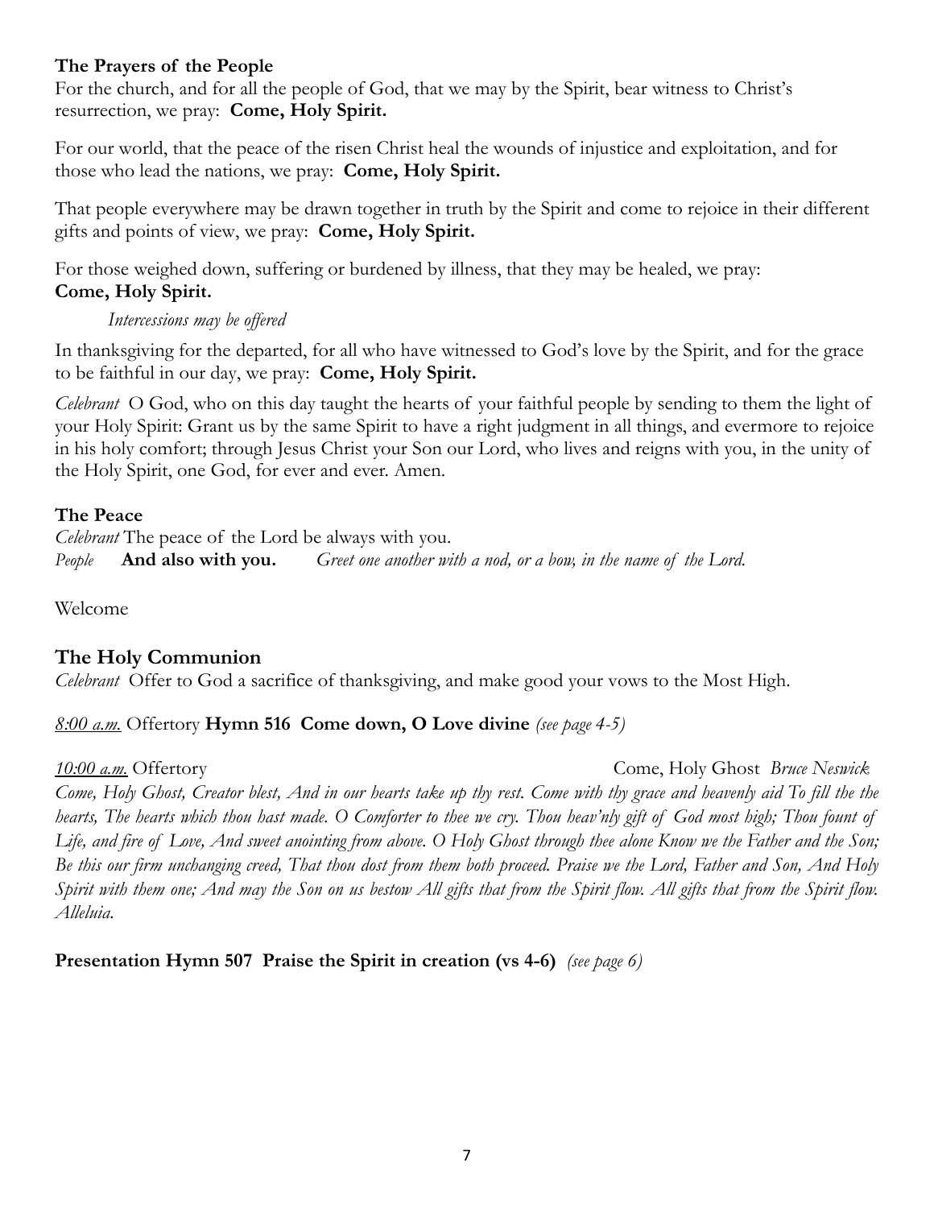### The Prayers of the People

For the church, and for all the people of God, that we may by the Spirit, bear witness to Christ's resurrection, we pray: **Come, Holy Spirit.**

For our world, that the peace of the risen Christ heal the wounds of injustice and exploitation, and for those who lead the nations, we pray: **Come, Holy Spirit.**

That people everywhere may be drawn together in truth by the Spirit and come to rejoice in their different gifts and points of view, we pray: **Come, Holy Spirit.**

For those weighed down, suffering or burdened by illness, that they may be healed, we pray: **Come, Holy Spirit.**

*Intercessions may be offered*

In thanksgiving for the departed, for all who have witnessed to God's love by the Spirit, and for the grace to be faithful in our day, we pray: **Come, Holy Spirit.**

*Celebrant* O God, who on this day taught the hearts of your faithful people by sending to them the light of your Holy Spirit: Grant us by the same Spirit to have a right judgment in all things, and evermore to rejoice in his holy comfort; through Jesus Christ your Son our Lord, who lives and reigns with you, in the unity of the Holy Spirit, one God, for ever and ever. Amen.

### The Peace

*Celebrant* The peace of the Lord be always with you.
*People* **And also with you.** *Greet one another with a nod, or a bow, in the name of the Lord.*

Welcome

## The Holy Communion

*Celebrant* Offer to God a sacrifice of thanksgiving, and make good your vows to the Most High.

*8:00 a.m.* Offertory **Hymn 516 Come down, O Love divine** *(see page 4-5)*

*10:00 a.m.* Offertory Come, Holy Ghost *Bruce Neswick*
*Come, Holy Ghost, Creator blest, And in our hearts take up thy rest. Come with thy grace and heavenly aid To fill the the hearts, The hearts which thou hast made. O Comforter to thee we cry. Thou heav'nly gift of God most high; Thou fount of Life, and fire of Love, And sweet anointing from above. O Holy Ghost through thee alone Know we the Father and the Son; Be this our firm unchanging creed, That thou dost from them both proceed. Praise we the Lord, Father and Son, And Holy Spirit with them one; And may the Son on us bestow All gifts that from the Spirit flow. All gifts that from the Spirit flow. Alleluia.*

**Presentation Hymn 507 Praise the Spirit in creation (vs 4-6)** *(see page 6)*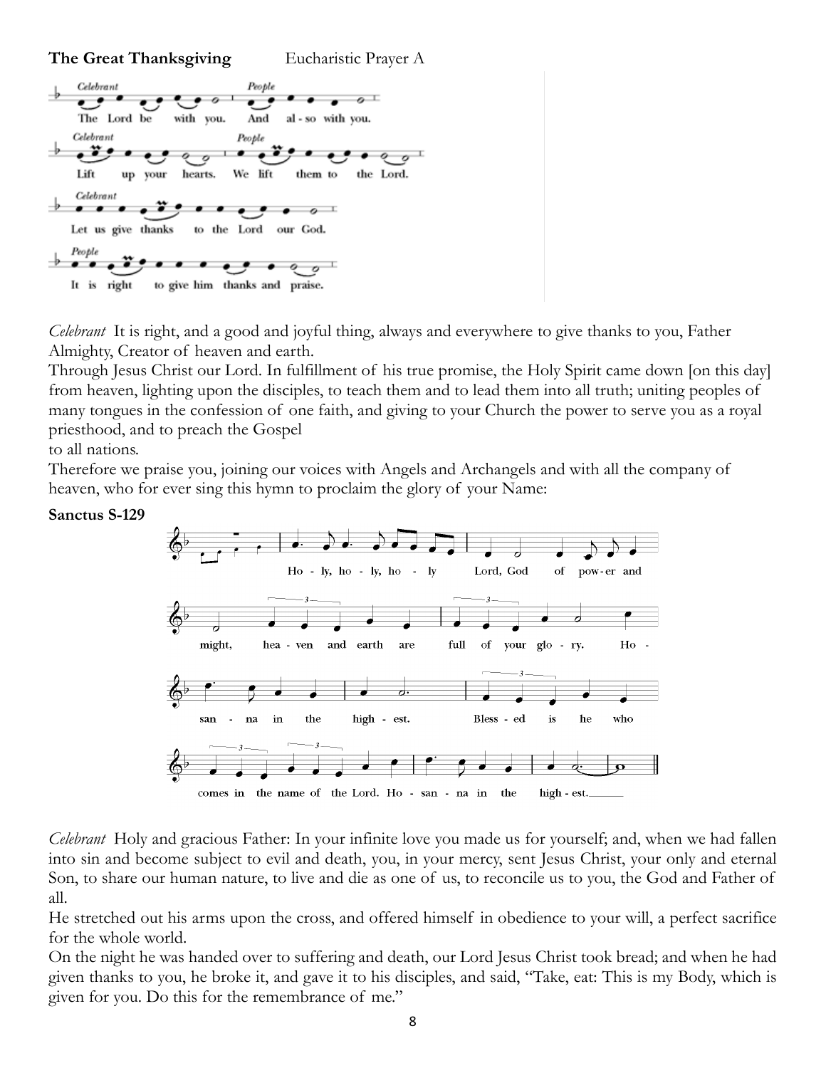**The Great Thanksgiving** Eucharistic Prayer A

*Celebrant* The Lord be with you.
*People* And also with you.
*Celebrant* Lift up your hearts.
*People* We lift them to the Lord.
*Celebrant* Let us give thanks to the Lord our God.
*People* It is right to give him thanks and praise.

*Celebrant* It is right, and a good and joyful thing, always and everywhere to give thanks to you, Father Almighty, Creator of heaven and earth.
Through Jesus Christ our Lord. In fulfillment of his true promise, the Holy Spirit came down [on this day] from heaven, lighting upon the disciples, to teach them and to lead them into all truth; uniting peoples of many tongues in the confession of one faith, and giving to your Church the power to serve you as a royal priesthood, and to preach the Gospel
to all nations.
Therefore we praise you, joining our voices with Angels and Archangels and with all the company of heaven, who for ever sing this hymn to proclaim the glory of your Name:

**Sanctus S-129**

Holy, holy, holy Lord, God of power and might, heaven and earth are full of your glory. Hosanna in the highest. Blessed is he who comes in the name of the Lord. Hosanna in the highest.

*Celebrant* Holy and gracious Father: In your infinite love you made us for yourself; and, when we had fallen into sin and become subject to evil and death, you, in your mercy, sent Jesus Christ, your only and eternal Son, to share our human nature, to live and die as one of us, to reconcile us to you, the God and Father of all.
He stretched out his arms upon the cross, and offered himself in obedience to your will, a perfect sacrifice for the whole world.
On the night he was handed over to suffering and death, our Lord Jesus Christ took bread; and when he had given thanks to you, he broke it, and gave it to his disciples, and said, "Take, eat: This is my Body, which is given for you. Do this for the remembrance of me."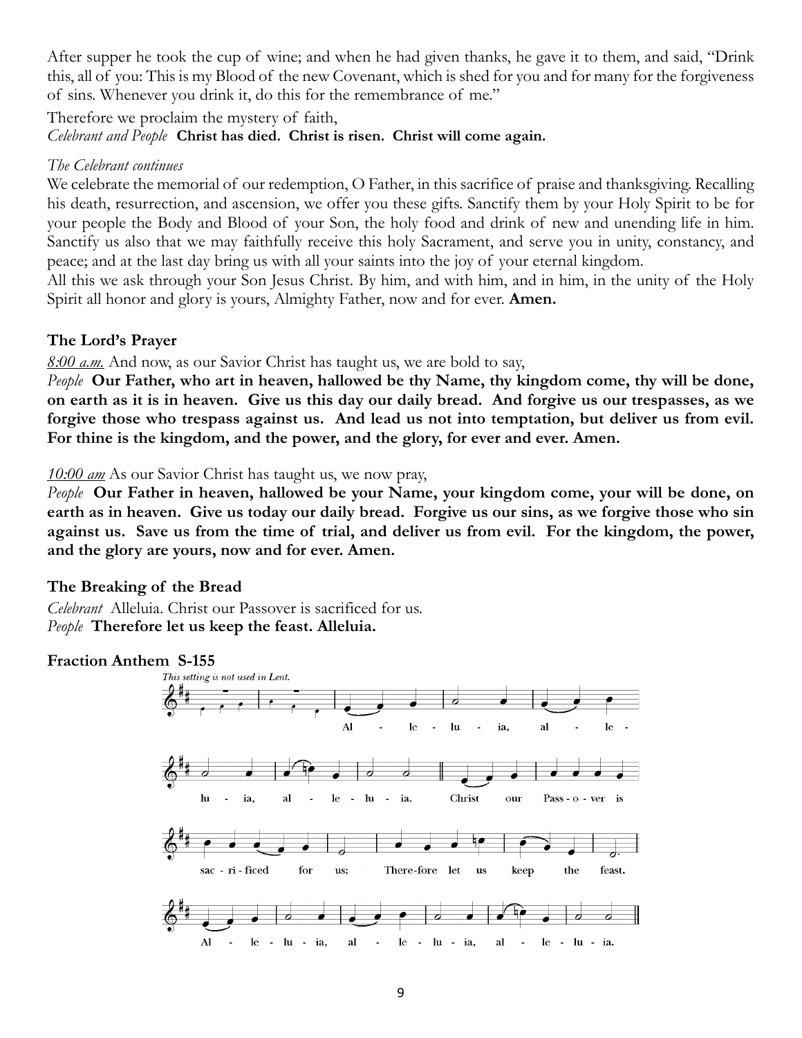After supper he took the cup of wine; and when he had given thanks, he gave it to them, and said, "Drink this, all of you: This is my Blood of the new Covenant, which is shed for you and for many for the forgiveness of sins. Whenever you drink it, do this for the remembrance of me."

Therefore we proclaim the mystery of faith,

*Celebrant and People* **Christ has died. Christ is risen. Christ will come again.**

*The Celebrant continues*

We celebrate the memorial of our redemption, O Father, in this sacrifice of praise and thanksgiving. Recalling his death, resurrection, and ascension, we offer you these gifts. Sanctify them by your Holy Spirit to be for your people the Body and Blood of your Son, the holy food and drink of new and unending life in him. Sanctify us also that we may faithfully receive this holy Sacrament, and serve you in unity, constancy, and peace; and at the last day bring us with all your saints into the joy of your eternal kingdom.

All this we ask through your Son Jesus Christ. By him, and with him, and in him, in the unity of the Holy Spirit all honor and glory is yours, Almighty Father, now and for ever. **Amen.**

**The Lord's Prayer**

*8:00 a.m.* And now, as our Savior Christ has taught us, we are bold to say,

*People* **Our Father, who art in heaven, hallowed be thy Name, thy kingdom come, thy will be done, on earth as it is in heaven. Give us this day our daily bread. And forgive us our trespasses, as we forgive those who trespass against us. And lead us not into temptation, but deliver us from evil. For thine is the kingdom, and the power, and the glory, for ever and ever. Amen.**

*10:00 am* As our Savior Christ has taught us, we now pray,

*People* **Our Father in heaven, hallowed be your Name, your kingdom come, your will be done, on earth as in heaven. Give us today our daily bread. Forgive us our sins, as we forgive those who sin against us. Save us from the time of trial, and deliver us from evil. For the kingdom, the power, and the glory are yours, now and for ever. Amen.**

**The Breaking of the Bread**

*Celebrant* Alleluia. Christ our Passover is sacrificed for us.

*People* **Therefore let us keep the feast. Alleluia.**

**Fraction Anthem S-155**

*This setting is not used in Lent.*

Alleluia, alleluia, alleluia. Christ our Passover is sacrificed for us; Therefore let us keep the feast. Alleluia, alleluia, alleluia.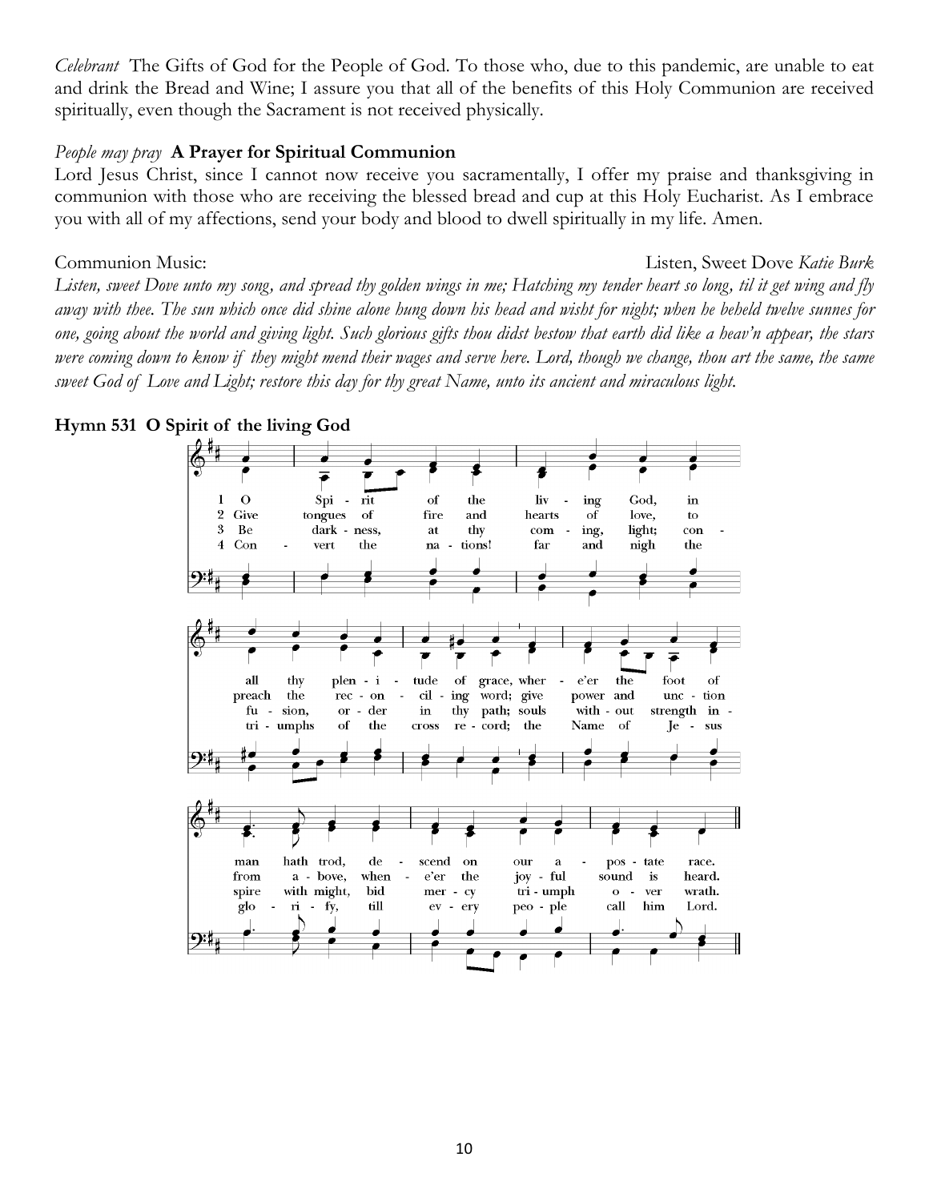*Celebrant* The Gifts of God for the People of God. To those who, due to this pandemic, are unable to eat and drink the Bread and Wine; I assure you that all of the benefits of this Holy Communion are received spiritually, even though the Sacrament is not received physically.

*People may pray* **A Prayer for Spiritual Communion**

Lord Jesus Christ, since I cannot now receive you sacramentally, I offer my praise and thanksgiving in communion with those who are receiving the blessed bread and cup at this Holy Eucharist. As I embrace you with all of my affections, send your body and blood to dwell spiritually in my life. Amen.

Communion Music: Listen, Sweet Dove *Katie Burk*

*Listen, sweet Dove unto my song, and spread thy golden wings in me; Hatching my tender heart so long, til it get wing and fly away with thee. The sun which once did shine alone hung down his head and wisht for night; when he beheld twelve sunnes for one, going about the world and giving light. Such glorious gifts thou didst bestow that earth did like a heav'n appear, the stars were coming down to know if they might mend their wages and serve here. Lord, though we change, thou art the same, the same sweet God of Love and Light; restore this day for thy great Name, unto its ancient and miraculous light.*

**Hymn 531 O Spirit of the living God**

1 O Spirit of the living God, in all thy plenitude of grace, where'er the foot of man hath trod, descend on our apostate race.

2 Give tongues of fire and hearts of love, to preach the reconciling word; give power and unction from above, whene'er the joyful sound is heard.

3 Be darkness, at thy coming, light; confusion, order in thy path; souls without strength inspire with might, bid mercy triumph over wrath.

4 Convert the nations! far and nigh the triumphs of the cross record; the Name of Jesus glorify, till every people call him Lord.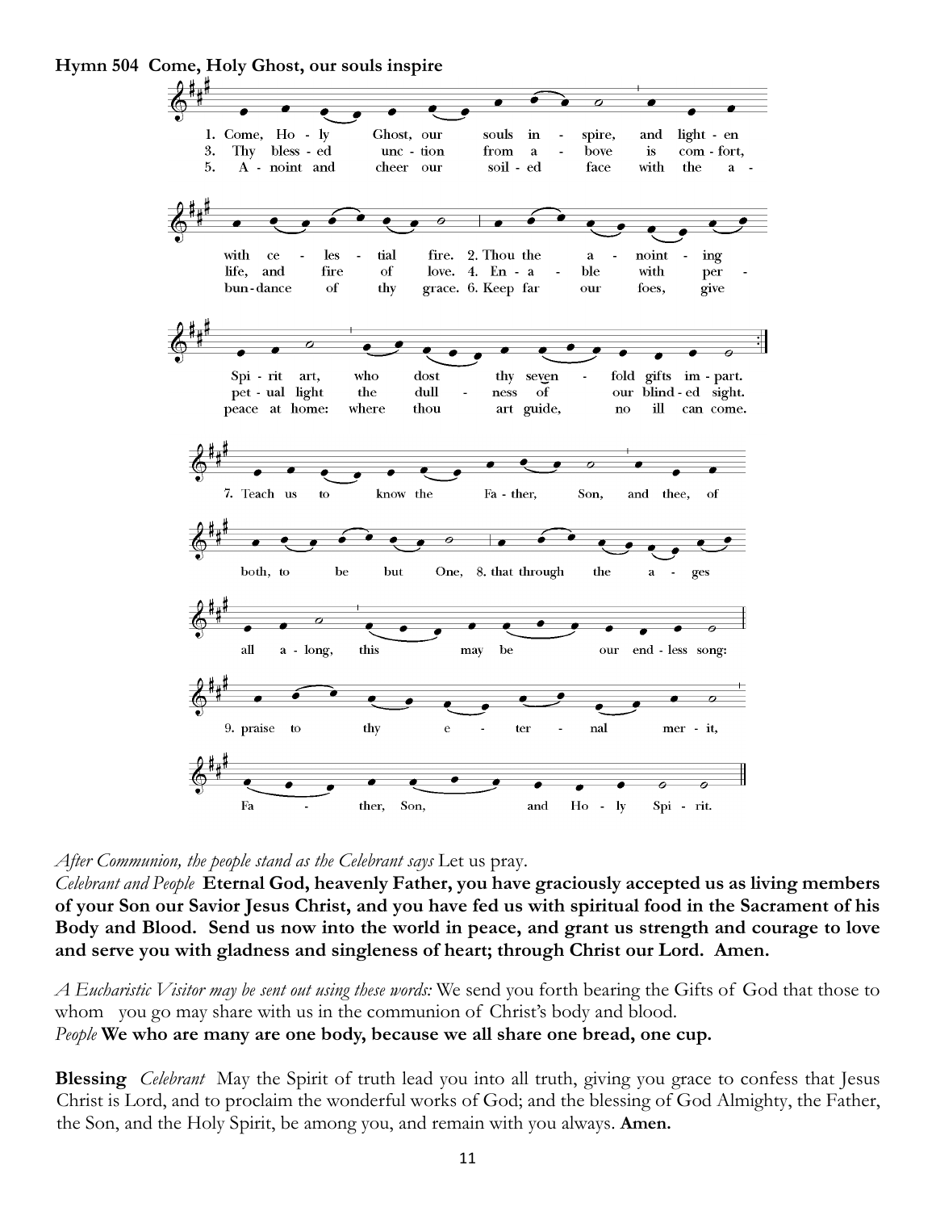**Hymn 504 Come, Holy Ghost, our souls inspire**

1. Come, Holy Ghost, our souls inspire, and lighten with celestial fire. 2. Thou the anointing Spirit art, who dost thy sevenfold gifts impart.
3. Thy blessed unction from above is comfort, life, and fire of love. 4. Enable with perpetual light the dullness of our blinded sight.
5. Anoint and cheer our soiled face with the abundance of thy grace. 6. Keep far our foes, give peace at home: where thou art guide, no ill can come.

7. Teach us to know the Father, Son, and thee, of both, to be but One, 8. that through the ages all along, this may be our endless song:

9. praise to thy eternal merit, Father, Son, and Holy Spirit.

*After Communion, the people stand as the Celebrant says* Let us pray.
*Celebrant and People* **Eternal God, heavenly Father, you have graciously accepted us as living members of your Son our Savior Jesus Christ, and you have fed us with spiritual food in the Sacrament of his Body and Blood. Send us now into the world in peace, and grant us strength and courage to love and serve you with gladness and singleness of heart; through Christ our Lord. Amen.**

*A Eucharistic Visitor may be sent out using these words:* We send you forth bearing the Gifts of God that those to whom you go may share with us in the communion of Christ's body and blood.
*People* **We who are many are one body, because we all share one bread, one cup.**

**Blessing** *Celebrant* May the Spirit of truth lead you into all truth, giving you grace to confess that Jesus Christ is Lord, and to proclaim the wonderful works of God; and the blessing of God Almighty, the Father, the Son, and the Holy Spirit, be among you, and remain with you always. **Amen.**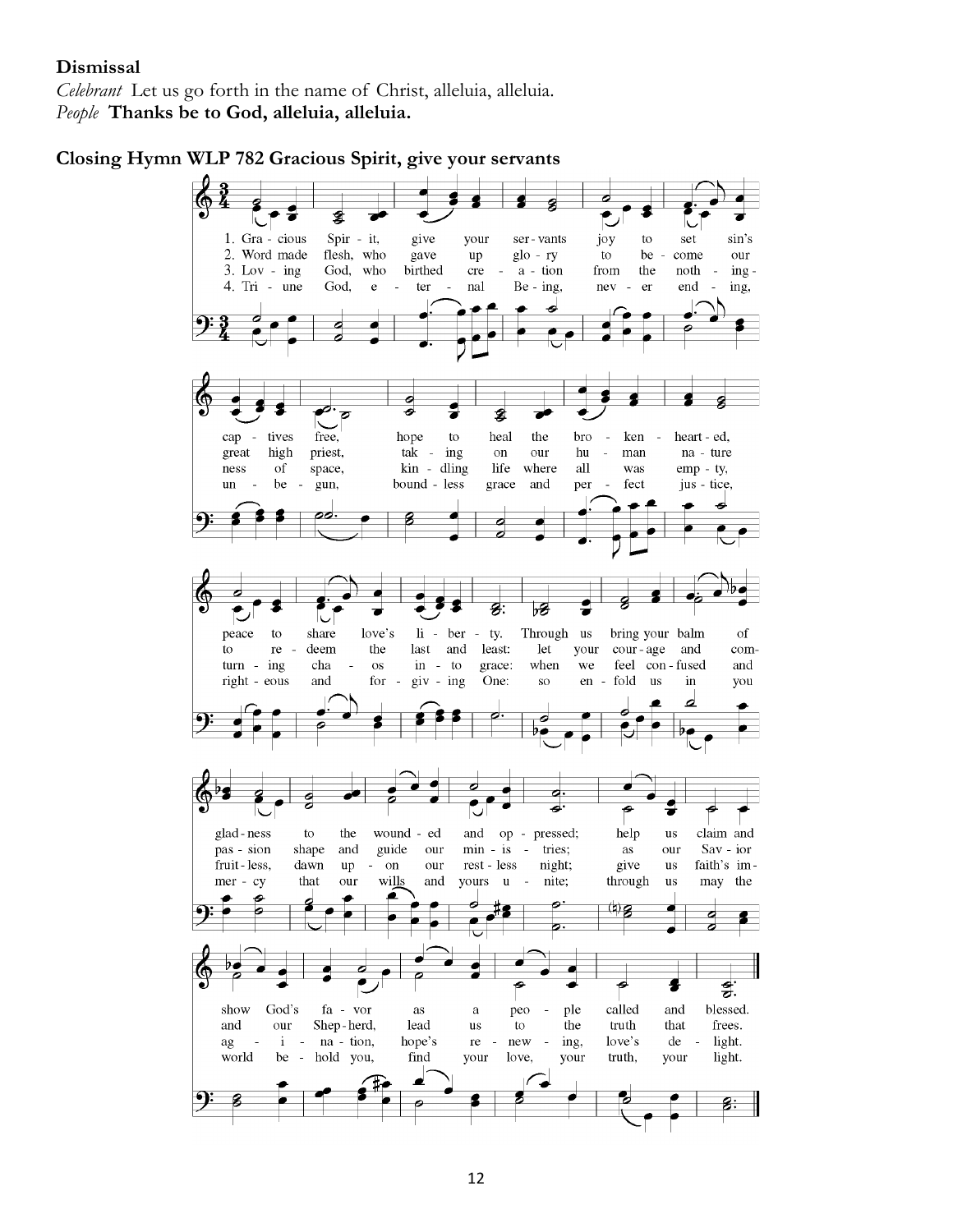**Dismissal**

*Celebrant* Let us go forth in the name of Christ, alleluia, alleluia.

*People* **Thanks be to God, alleluia, alleluia.**

**Closing Hymn WLP 782 Gracious Spirit, give your servants**

1. Gracious Spirit, give your servants joy to set sin's captives free, hope to heal the broken-hearted, peace to share love's liberty. Through us bring your balm of gladness to the wounded and oppressed; help us claim and show God's favor as a people called and blessed.

2. Word made flesh, who gave up glory to become our great high priest, taking on our human nature to redeem the last and least: let your courage and compassion shape and guide our ministries; as our Savior and our Shepherd, lead us to the truth that frees.

3. Loving God, who birthed creation from the nothingness of space, kindling life where all was empty, turning chaos into grace: when we feel confused and fruitless, dawn upon our restless night; give us faith's imagination, hope's renewing, love's delight.

4. Triune God, eternal Being, never ending, unbegun, boundless grace and perfect justice, righteous and forgiving One: so enfold us in you mercy that our wills and yours unite; through us may the world behold you, find your love, your truth, your light.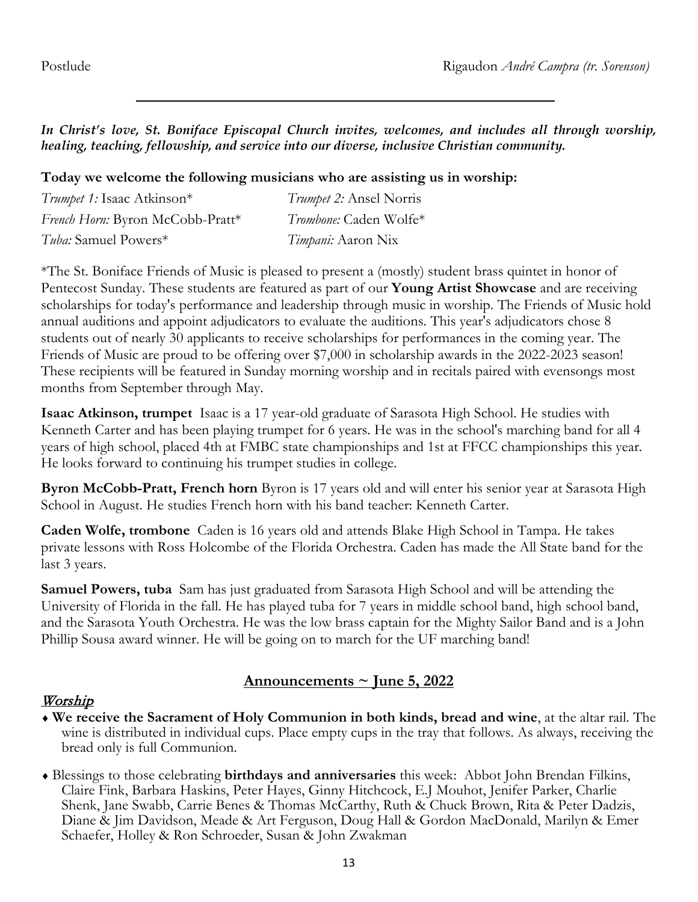Postlude Rigaudon *André Campra (tr. Sorenson)*

---

***In Christ's love, St. Boniface Episcopal Church invites, welcomes, and includes all through worship, healing, teaching, fellowship, and service into our diverse, inclusive Christian community.***

**Today we welcome the following musicians who are assisting us in worship:**

| | |
|---|---|
| *Trumpet 1:* Isaac Atkinson* | *Trumpet 2:* Ansel Norris |
| *French Horn:* Byron McCobb-Pratt* | *Trombone:* Caden Wolfe* |
| *Tuba:* Samuel Powers* | *Timpani:* Aaron Nix |

*The St. Boniface Friends of Music is pleased to present a (mostly) student brass quintet in honor of Pentecost Sunday. These students are featured as part of our **Young Artist Showcase** and are receiving scholarships for today's performance and leadership through music in worship. The Friends of Music hold annual auditions and appoint adjudicators to evaluate the auditions. This year's adjudicators chose 8 students out of nearly 30 applicants to receive scholarships for performances in the coming year. The Friends of Music are proud to be offering over $7,000 in scholarship awards in the 2022-2023 season! These recipients will be featured in Sunday morning worship and in recitals paired with evensongs most months from September through May.

**Isaac Atkinson, trumpet** Isaac is a 17 year-old graduate of Sarasota High School. He studies with Kenneth Carter and has been playing trumpet for 6 years. He was in the school's marching band for all 4 years of high school, placed 4th at FMBC state championships and 1st at FFCC championships this year. He looks forward to continuing his trumpet studies in college.

**Byron McCobb-Pratt, French horn** Byron is 17 years old and will enter his senior year at Sarasota High School in August. He studies French horn with his band teacher: Kenneth Carter.

**Caden Wolfe, trombone** Caden is 16 years old and attends Blake High School in Tampa. He takes private lessons with Ross Holcombe of the Florida Orchestra. Caden has made the All State band for the last 3 years.

**Samuel Powers, tuba** Sam has just graduated from Sarasota High School and will be attending the University of Florida in the fall. He has played tuba for 7 years in middle school band, high school band, and the Sarasota Youth Orchestra. He was the low brass captain for the Mighty Sailor Band and is a John Phillip Sousa award winner. He will be going on to march for the UF marching band!

## Announcements ~ June 5, 2022

### *Worship*

- **We receive the Sacrament of Holy Communion in both kinds, bread and wine**, at the altar rail. The wine is distributed in individual cups. Place empty cups in the tray that follows. As always, receiving the bread only is full Communion.
- Blessings to those celebrating **birthdays and anniversaries** this week: Abbot John Brendan Filkins, Claire Fink, Barbara Haskins, Peter Hayes, Ginny Hitchcock, E.J Mouhot, Jenifer Parker, Charlie Shenk, Jane Swabb, Carrie Benes & Thomas McCarthy, Ruth & Chuck Brown, Rita & Peter Dadzis, Diane & Jim Davidson, Meade & Art Ferguson, Doug Hall & Gordon MacDonald, Marilyn & Emer Schaefer, Holley & Ron Schroeder, Susan & John Zwakman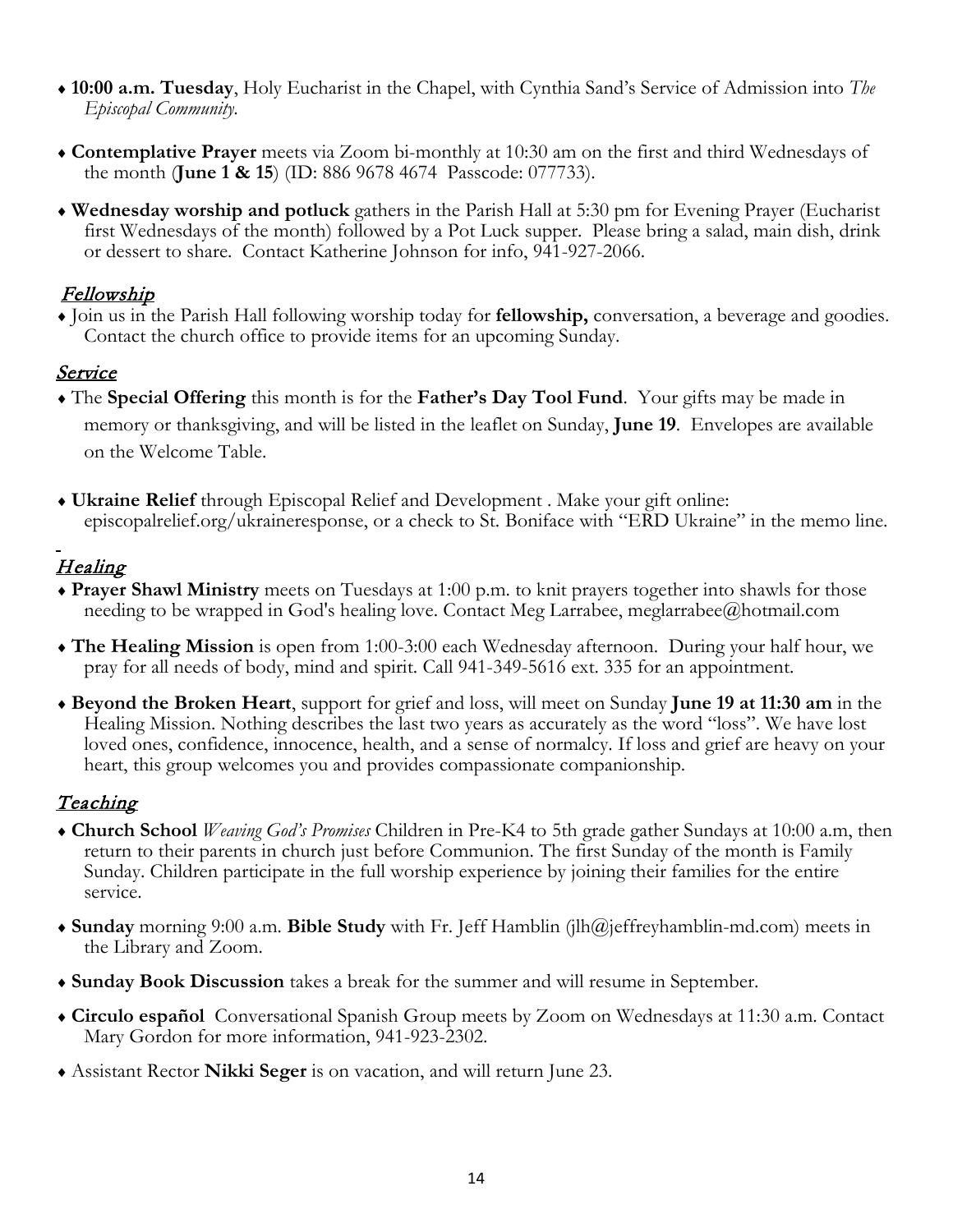- **10:00 a.m. Tuesday**, Holy Eucharist in the Chapel, with Cynthia Sand's Service of Admission into *The Episcopal Community.*

- **Contemplative Prayer** meets via Zoom bi-monthly at 10:30 am on the first and third Wednesdays of the month (**June 1 & 15**) (ID: 886 9678 4674 Passcode: 077733).

- **Wednesday worship and potluck** gathers in the Parish Hall at 5:30 pm for Evening Prayer (Eucharist first Wednesdays of the month) followed by a Pot Luck supper. Please bring a salad, main dish, drink or dessert to share. Contact Katherine Johnson for info, 941-927-2066.

## *Fellowship*

- Join us in the Parish Hall following worship today for **fellowship,** conversation, a beverage and goodies. Contact the church office to provide items for an upcoming Sunday.

## *Service*

- The **Special Offering** this month is for the **Father's Day Tool Fund**. Your gifts may be made in memory or thanksgiving, and will be listed in the leaflet on Sunday, **June 19**. Envelopes are available on the Welcome Table.

- **Ukraine Relief** through Episcopal Relief and Development . Make your gift online: episcopalrelief.org/ukraineresponse, or a check to St. Boniface with "ERD Ukraine" in the memo line.

## *Healing*

- **Prayer Shawl Ministry** meets on Tuesdays at 1:00 p.m. to knit prayers together into shawls for those needing to be wrapped in God's healing love. Contact Meg Larrabee, meglarrabee@hotmail.com

- **The Healing Mission** is open from 1:00-3:00 each Wednesday afternoon. During your half hour, we pray for all needs of body, mind and spirit. Call 941-349-5616 ext. 335 for an appointment.

- **Beyond the Broken Heart**, support for grief and loss, will meet on Sunday **June 19 at 11:30 am** in the Healing Mission. Nothing describes the last two years as accurately as the word "loss". We have lost loved ones, confidence, innocence, health, and a sense of normalcy. If loss and grief are heavy on your heart, this group welcomes you and provides compassionate companionship.

## *Teaching*

- **Church School** *Weaving God's Promises* Children in Pre-K4 to 5th grade gather Sundays at 10:00 a.m, then return to their parents in church just before Communion. The first Sunday of the month is Family Sunday. Children participate in the full worship experience by joining their families for the entire service.

- **Sunday** morning 9:00 a.m. **Bible Study** with Fr. Jeff Hamblin (jlh@jeffreyhamblin-md.com) meets in the Library and Zoom.

- **Sunday Book Discussion** takes a break for the summer and will resume in September.

- **Circulo español** Conversational Spanish Group meets by Zoom on Wednesdays at 11:30 a.m. Contact Mary Gordon for more information, 941-923-2302.

- Assistant Rector **Nikki Seger** is on vacation, and will return June 23.